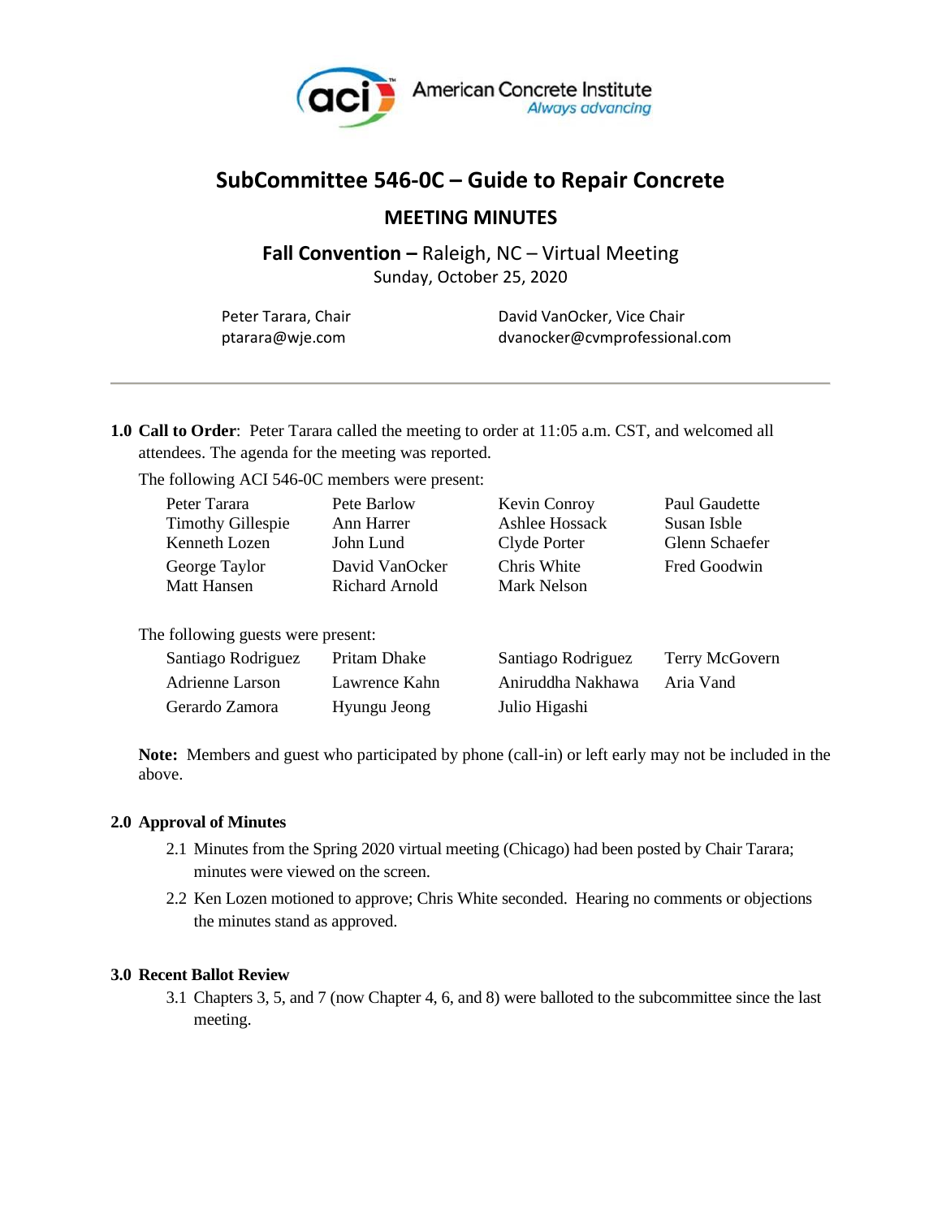# SubCommittee 546-0C – Guide to Repair Concrete

## MEETING MINUTES

**Fall Convention –** Raleigh, NC – Virtual Meeting
Sunday, October 25, 2020

| | |
|---|---|
| Peter Tarara, Chair | David VanOcker, Vice Chair |
| ptarara@wje.com | dvanocker@cvmprofessional.com |

---

**1.0 Call to Order**: Peter Tarara called the meeting to order at 11:05 a.m. CST, and welcomed all attendees. The agenda for the meeting was reported.

The following ACI 546-0C members were present:

| | | | |
|---|---|---|---|
| Peter Tarara | Pete Barlow | Kevin Conroy | Paul Gaudette |
| Timothy Gillespie | Ann Harrer | Ashlee Hossack | Susan Isble |
| Kenneth Lozen | John Lund | Clyde Porter | Glenn Schaefer |
| George Taylor | David VanOcker | Chris White | Fred Goodwin |
| Matt Hansen | Richard Arnold | Mark Nelson | |

The following guests were present:

| | | | |
|---|---|---|---|
| Santiago Rodriguez | Pritam Dhake | Santiago Rodriguez | Terry McGovern |
| Adrienne Larson | Lawrence Kahn | Aniruddha Nakhawa | Aria Vand |
| Gerardo Zamora | Hyungu Jeong | Julio Higashi | |

**Note:** Members and guest who participated by phone (call-in) or left early may not be included in the above.

**2.0 Approval of Minutes**

2.1 Minutes from the Spring 2020 virtual meeting (Chicago) had been posted by Chair Tarara; minutes were viewed on the screen.

2.2 Ken Lozen motioned to approve; Chris White seconded. Hearing no comments or objections the minutes stand as approved.

**3.0 Recent Ballot Review**

3.1 Chapters 3, 5, and 7 (now Chapter 4, 6, and 8) were balloted to the subcommittee since the last meeting.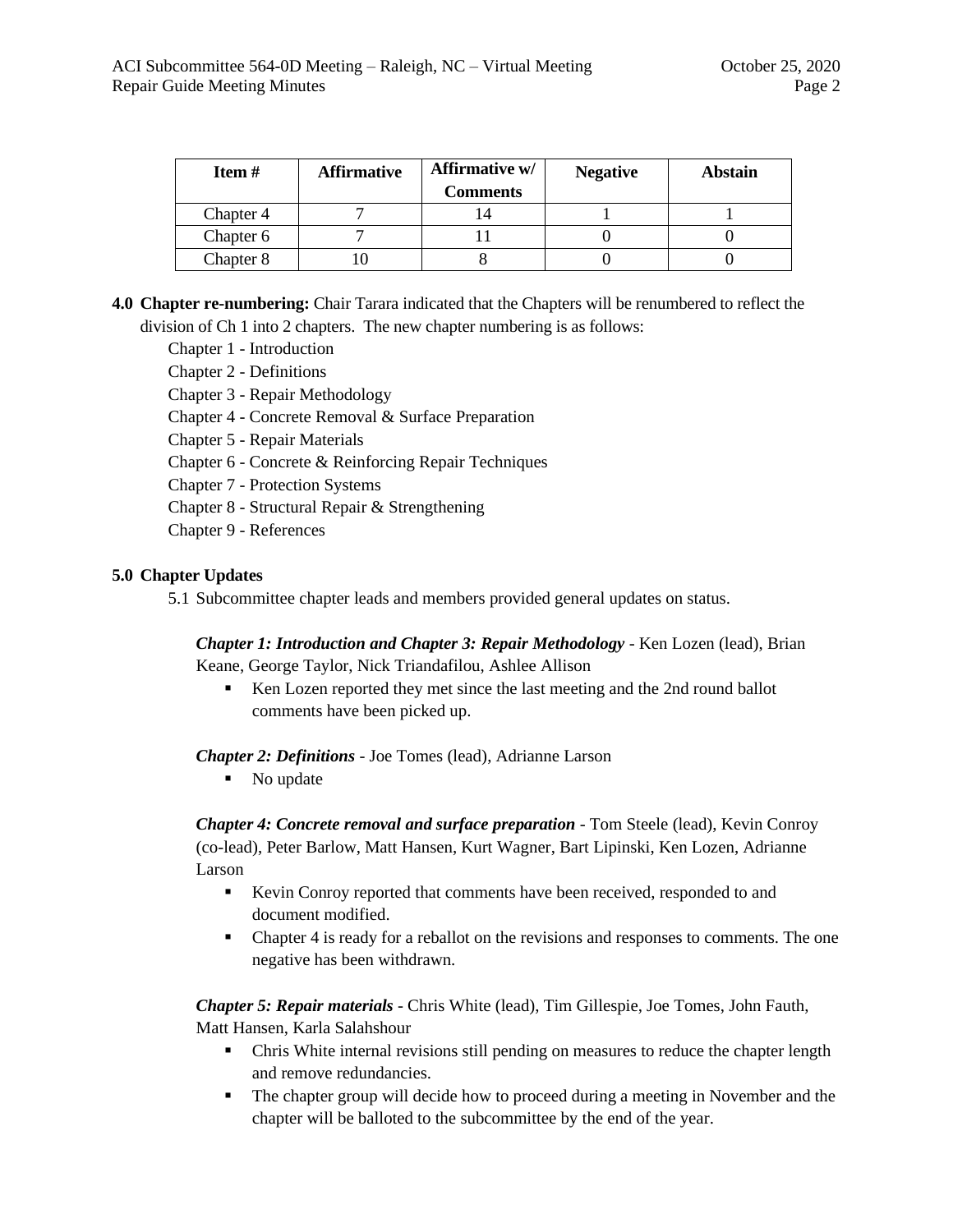| Item # | Affirmative | Affirmative w/ Comments | Negative | Abstain |
|---|---|---|---|---|
| Chapter 4 | 7 | 14 | 1 | 1 |
| Chapter 6 | 7 | 11 | 0 | 0 |
| Chapter 8 | 10 | 8 | 0 | 0 |

**4.0 Chapter re-numbering:** Chair Tarara indicated that the Chapters will be renumbered to reflect the division of Ch 1 into 2 chapters. The new chapter numbering is as follows:

Chapter 1 - Introduction
Chapter 2 - Definitions
Chapter 3 - Repair Methodology
Chapter 4 - Concrete Removal & Surface Preparation
Chapter 5 - Repair Materials
Chapter 6 - Concrete & Reinforcing Repair Techniques
Chapter 7 - Protection Systems
Chapter 8 - Structural Repair & Strengthening
Chapter 9 - References

**5.0 Chapter Updates**

5.1 Subcommittee chapter leads and members provided general updates on status.

***Chapter 1: Introduction and Chapter 3: Repair Methodology*** - Ken Lozen (lead), Brian Keane, George Taylor, Nick Triandafilou, Ashlee Allison

- Ken Lozen reported they met since the last meeting and the 2nd round ballot comments have been picked up.

***Chapter 2: Definitions*** - Joe Tomes (lead), Adrianne Larson

- No update

***Chapter 4: Concrete removal and surface preparation*** - Tom Steele (lead), Kevin Conroy (co-lead), Peter Barlow, Matt Hansen, Kurt Wagner, Bart Lipinski, Ken Lozen, Adrianne Larson

- Kevin Conroy reported that comments have been received, responded to and document modified.
- Chapter 4 is ready for a reballot on the revisions and responses to comments. The one negative has been withdrawn.

***Chapter 5: Repair materials*** - Chris White (lead), Tim Gillespie, Joe Tomes, John Fauth, Matt Hansen, Karla Salahshour

- Chris White internal revisions still pending on measures to reduce the chapter length and remove redundancies.
- The chapter group will decide how to proceed during a meeting in November and the chapter will be balloted to the subcommittee by the end of the year.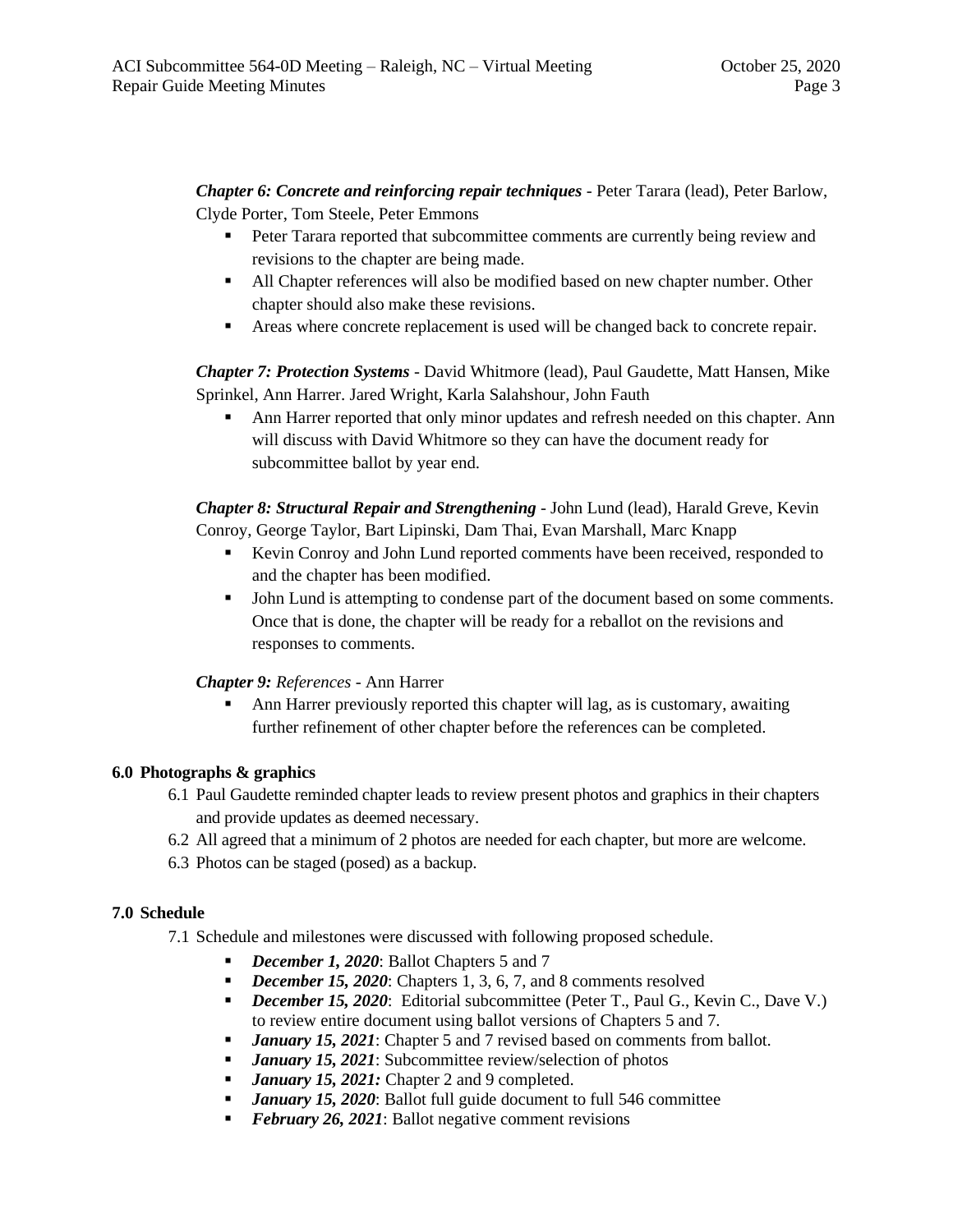***Chapter 6: Concrete and reinforcing repair techniques*** - Peter Tarara (lead), Peter Barlow, Clyde Porter, Tom Steele, Peter Emmons

- Peter Tarara reported that subcommittee comments are currently being review and revisions to the chapter are being made.
- All Chapter references will also be modified based on new chapter number. Other chapter should also make these revisions.
- Areas where concrete replacement is used will be changed back to concrete repair.

***Chapter 7: Protection Systems*** - David Whitmore (lead), Paul Gaudette, Matt Hansen, Mike Sprinkel, Ann Harrer. Jared Wright, Karla Salahshour, John Fauth

- Ann Harrer reported that only minor updates and refresh needed on this chapter. Ann will discuss with David Whitmore so they can have the document ready for subcommittee ballot by year end.

***Chapter 8: Structural Repair and Strengthening*** - John Lund (lead), Harald Greve, Kevin Conroy, George Taylor, Bart Lipinski, Dam Thai, Evan Marshall, Marc Knapp

- Kevin Conroy and John Lund reported comments have been received, responded to and the chapter has been modified.
- John Lund is attempting to condense part of the document based on some comments. Once that is done, the chapter will be ready for a reballot on the revisions and responses to comments.

***Chapter 9:*** *References* - Ann Harrer

- Ann Harrer previously reported this chapter will lag, as is customary, awaiting further refinement of other chapter before the references can be completed.

**6.0 Photographs & graphics**

6.1 Paul Gaudette reminded chapter leads to review present photos and graphics in their chapters and provide updates as deemed necessary.

6.2 All agreed that a minimum of 2 photos are needed for each chapter, but more are welcome.

6.3 Photos can be staged (posed) as a backup.

**7.0 Schedule**

7.1 Schedule and milestones were discussed with following proposed schedule.

- ***December 1, 2020***: Ballot Chapters 5 and 7
- ***December 15, 2020***: Chapters 1, 3, 6, 7, and 8 comments resolved
- ***December 15, 2020***: Editorial subcommittee (Peter T., Paul G., Kevin C., Dave V.) to review entire document using ballot versions of Chapters 5 and 7.
- ***January 15, 2021***: Chapter 5 and 7 revised based on comments from ballot.
- ***January 15, 2021***: Subcommittee review/selection of photos
- ***January 15, 2021:*** Chapter 2 and 9 completed.
- ***January 15, 2020***: Ballot full guide document to full 546 committee
- ***February 26, 2021***: Ballot negative comment revisions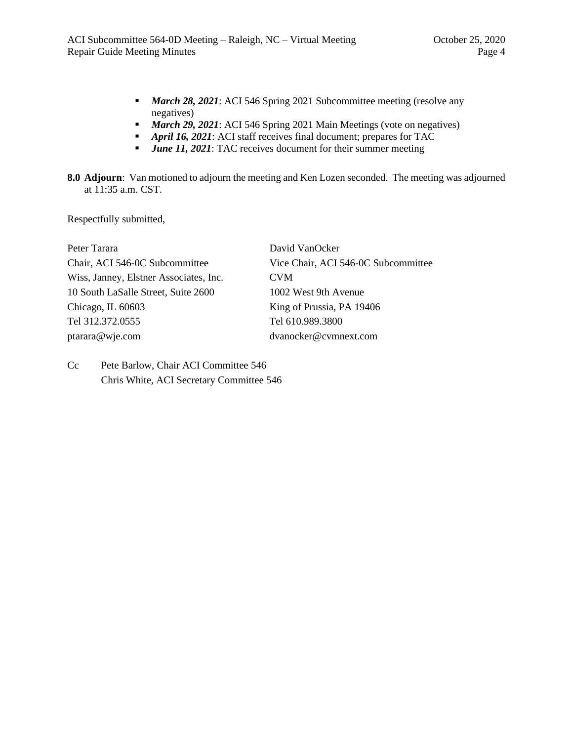- ***March 28, 2021***: ACI 546 Spring 2021 Subcommittee meeting (resolve any negatives)
- ***March 29, 2021***: ACI 546 Spring 2021 Main Meetings (vote on negatives)
- ***April 16, 2021***: ACI staff receives final document; prepares for TAC
- ***June 11, 2021***: TAC receives document for their summer meeting

**8.0 Adjourn**: Van motioned to adjourn the meeting and Ken Lozen seconded. The meeting was adjourned at 11:35 a.m. CST.

Respectfully submitted,

Peter Tarara
Chair, ACI 546-0C Subcommittee
Wiss, Janney, Elstner Associates, Inc.
10 South LaSalle Street, Suite 2600
Chicago, IL 60603
Tel 312.372.0555
ptarara@wje.com

David VanOcker
Vice Chair, ACI 546-0C Subcommittee
CVM
1002 West 9th Avenue
King of Prussia, PA 19406
Tel 610.989.3800
dvanocker@cvmnext.com

Cc Pete Barlow, Chair ACI Committee 546
Chris White, ACI Secretary Committee 546